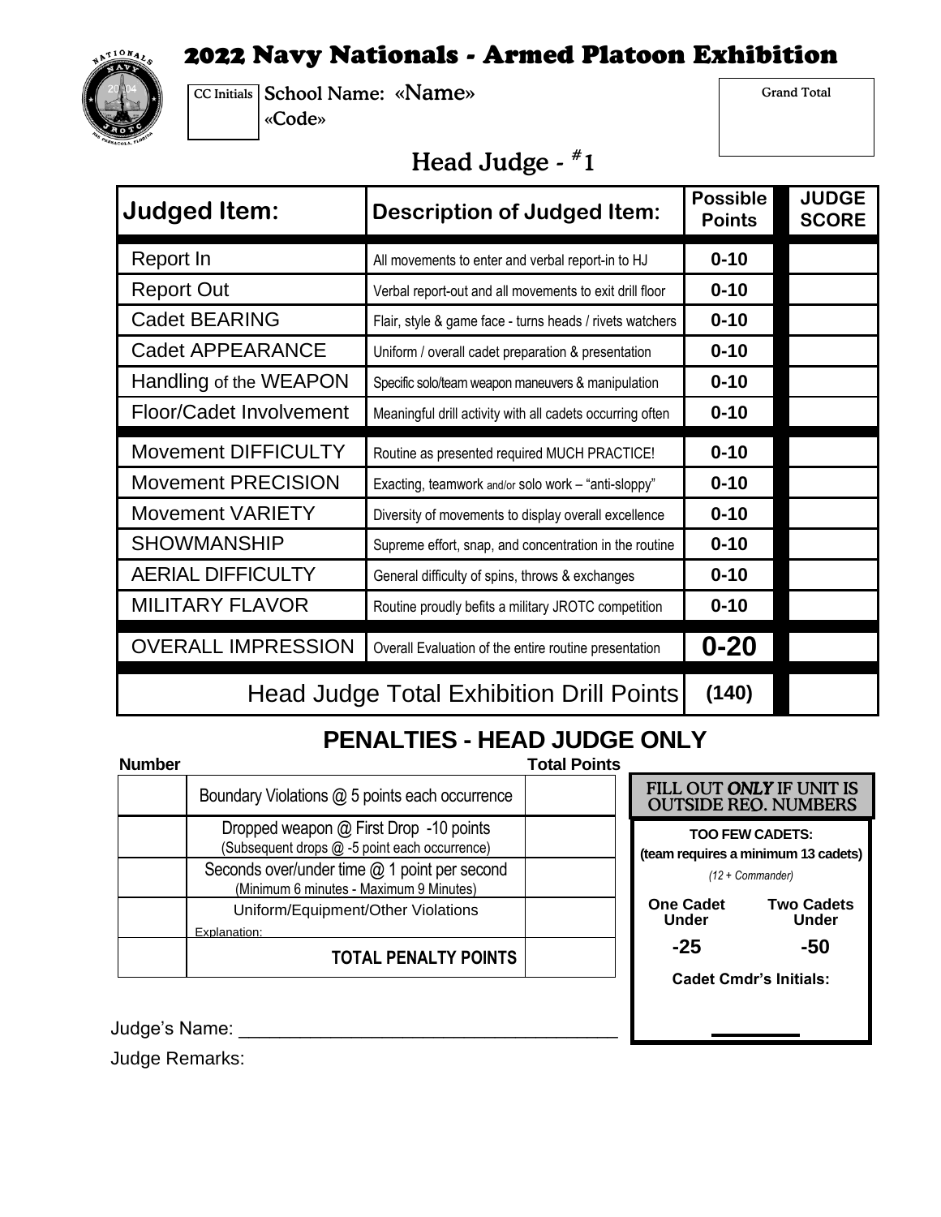# 2022 Navy Nationals - Armed Platoon Exhibition

| CC Initials | School Name: «Name» «Code» |
|---|---|
| | |

| Grand Total |
|---|
| |

## Head Judge - #1

| Judged Item: | Description of Judged Item: | Possible Points | JUDGE SCORE |
|---|---|---|---|
| Report In | All movements to enter and verbal report-in to HJ | 0-10 | |
| Report Out | Verbal report-out and all movements to exit drill floor | 0-10 | |
| Cadet BEARING | Flair, style & game face - turns heads / rivets watchers | 0-10 | |
| Cadet APPEARANCE | Uniform / overall cadet preparation & presentation | 0-10 | |
| Handling of the WEAPON | Specific solo/team weapon maneuvers & manipulation | 0-10 | |
| Floor/Cadet Involvement | Meaningful drill activity with all cadets occurring often | 0-10 | |
| Movement DIFFICULTY | Routine as presented required MUCH PRACTICE! | 0-10 | |
| Movement PRECISION | Exacting, teamwork and/or solo work – "anti-sloppy" | 0-10 | |
| Movement VARIETY | Diversity of movements to display overall excellence | 0-10 | |
| SHOWMANSHIP | Supreme effort, snap, and concentration in the routine | 0-10 | |
| AERIAL DIFFICULTY | General difficulty of spins, throws & exchanges | 0-10 | |
| MILITARY FLAVOR | Routine proudly befits a military JROTC competition | 0-10 | |
| OVERALL IMPRESSION | Overall Evaluation of the entire routine presentation | 0-20 | |
| Head Judge Total Exhibition Drill Points | | (140) | |

## PENALTIES - HEAD JUDGE ONLY

| Number | | Total Points |
|---|---|---|
| | Boundary Violations @ 5 points each occurrence | |
| | Dropped weapon @ First Drop -10 points (Subsequent drops @ -5 point each occurrence) | |
| | Seconds over/under time @ 1 point per second (Minimum 6 minutes - Maximum 9 Minutes) | |
| | Uniform/Equipment/Other Violations Explanation: | |
| | **TOTAL PENALTY POINTS** | |

**FILL OUT *ONLY* IF UNIT IS OUTSIDE REQ. NUMBERS**

**TOO FEW CADETS:**
**(team requires a minimum 13 cadets)**
*(12 + Commander)*

| One Cadet Under | Two Cadets Under |
|---|---|
| -25 | -50 |

**Cadet Cmdr's Initials:** ________

Judge's Name: ______________________________________

Judge Remarks: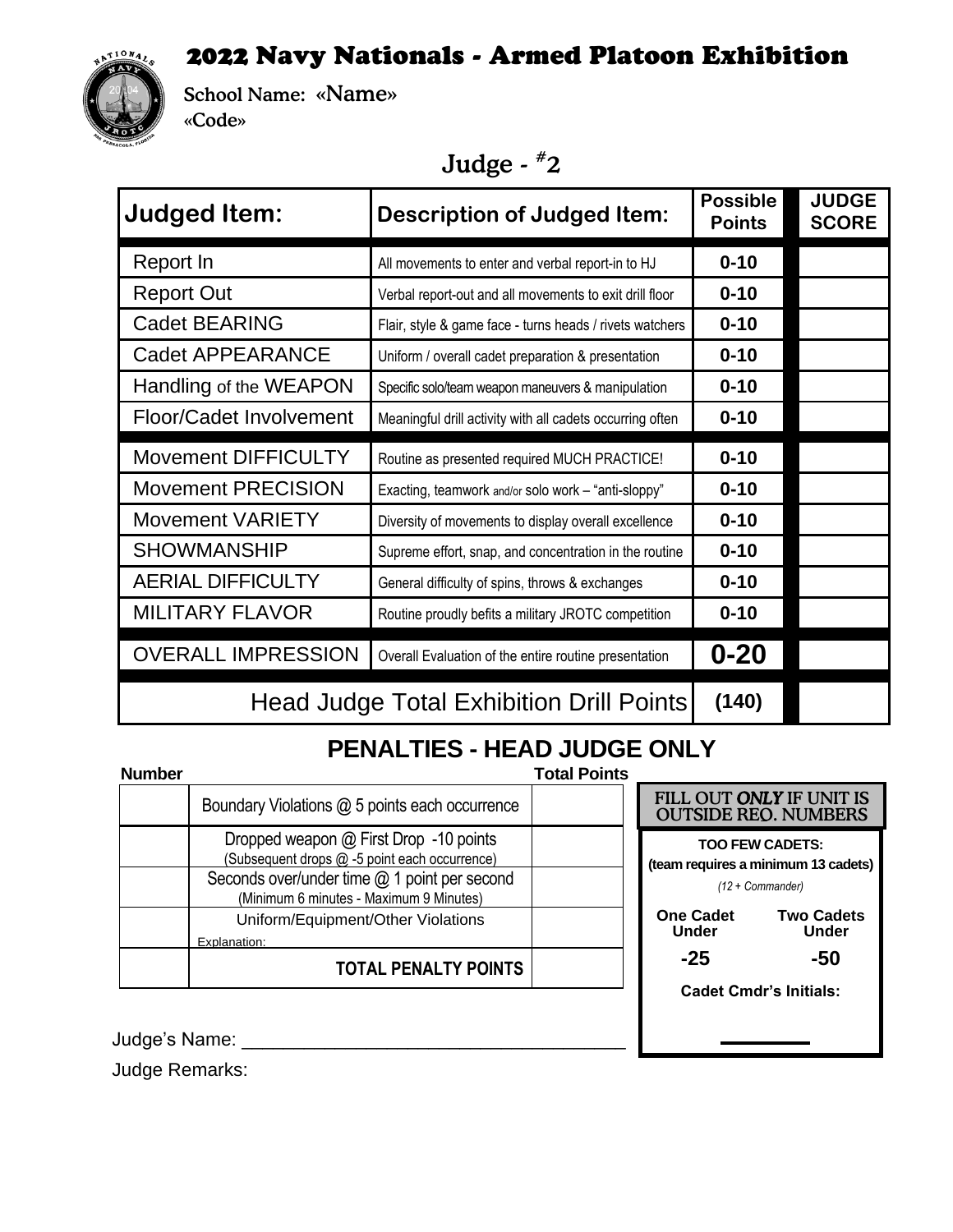# 2022 Navy Nationals - Armed Platoon Exhibition

**School Name: «Name»**
**«Code»**

## Judge - #2

| Judged Item: | Description of Judged Item: | Possible Points | JUDGE SCORE |
|---|---|---|---|
| Report In | All movements to enter and verbal report-in to HJ | 0-10 | |
| Report Out | Verbal report-out and all movements to exit drill floor | 0-10 | |
| Cadet BEARING | Flair, style & game face - turns heads / rivets watchers | 0-10 | |
| Cadet APPEARANCE | Uniform / overall cadet preparation & presentation | 0-10 | |
| Handling of the WEAPON | Specific solo/team weapon maneuvers & manipulation | 0-10 | |
| Floor/Cadet Involvement | Meaningful drill activity with all cadets occurring often | 0-10 | |
| Movement DIFFICULTY | Routine as presented required MUCH PRACTICE! | 0-10 | |
| Movement PRECISION | Exacting, teamwork and/or solo work – "anti-sloppy" | 0-10 | |
| Movement VARIETY | Diversity of movements to display overall excellence | 0-10 | |
| SHOWMANSHIP | Supreme effort, snap, and concentration in the routine | 0-10 | |
| AERIAL DIFFICULTY | General difficulty of spins, throws & exchanges | 0-10 | |
| MILITARY FLAVOR | Routine proudly befits a military JROTC competition | 0-10 | |
| OVERALL IMPRESSION | Overall Evaluation of the entire routine presentation | **0-20** | |
| Head Judge Total Exhibition Drill Points | | **(140)** | |

## PENALTIES - HEAD JUDGE ONLY

| Number | | Total Points |
|---|---|---|
| | Boundary Violations @ 5 points each occurrence | |
| | Dropped weapon @ First Drop -10 points (Subsequent drops @ -5 point each occurrence) | |
| | Seconds over/under time @ 1 point per second (Minimum 6 minutes - Maximum 9 Minutes) | |
| | Uniform/Equipment/Other Violations Explanation: | |
| | **TOTAL PENALTY POINTS** | |

**FILL OUT *ONLY* IF UNIT IS OUTSIDE REQ. NUMBERS**

**TOO FEW CADETS:**
**(team requires a minimum 13 cadets)**
*(12 + Commander)*

| One Cadet Under | Two Cadets Under |
|---|---|
| **-25** | **-50** |

**Cadet Cmdr's Initials:** ________

Judge's Name: ______________________________________

Judge Remarks: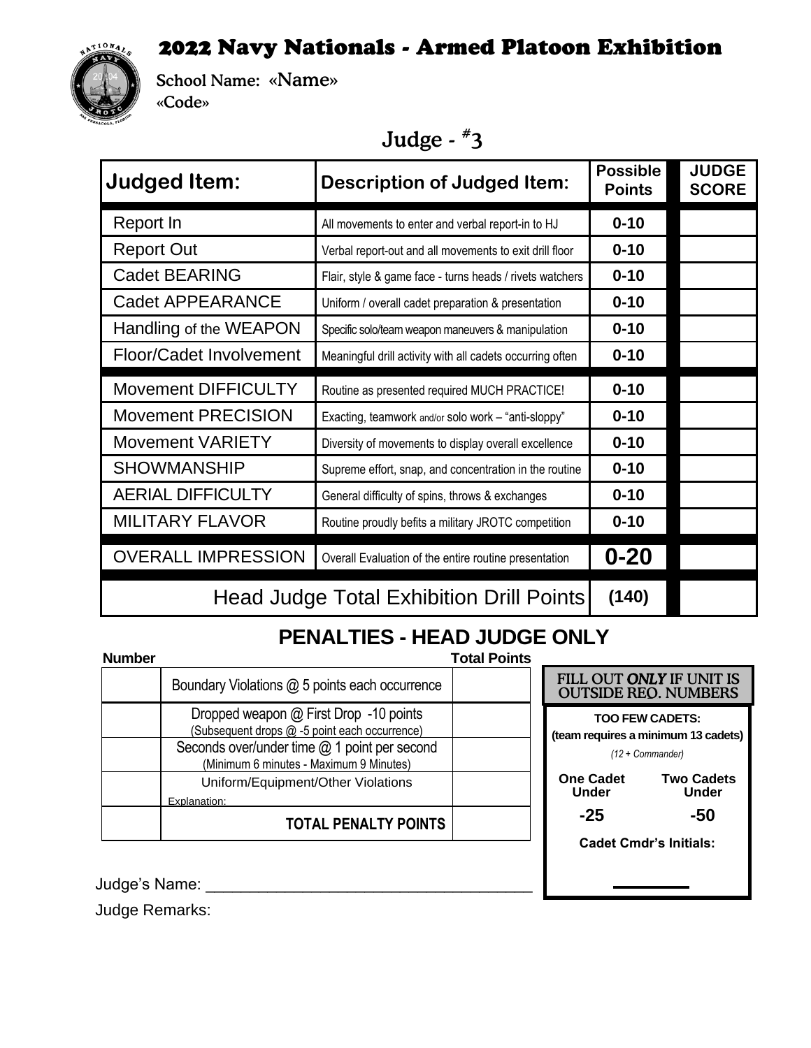# 2022 Navy Nationals - Armed Platoon Exhibition

**School Name: «Name»**
**«Code»**

## Judge - #3

| Judged Item: | Description of Judged Item: | Possible Points | JUDGE SCORE |
|---|---|---|---|
| Report In | All movements to enter and verbal report-in to HJ | 0-10 | |
| Report Out | Verbal report-out and all movements to exit drill floor | 0-10 | |
| Cadet BEARING | Flair, style & game face - turns heads / rivets watchers | 0-10 | |
| Cadet APPEARANCE | Uniform / overall cadet preparation & presentation | 0-10 | |
| Handling of the WEAPON | Specific solo/team weapon maneuvers & manipulation | 0-10 | |
| Floor/Cadet Involvement | Meaningful drill activity with all cadets occurring often | 0-10 | |
| Movement DIFFICULTY | Routine as presented required MUCH PRACTICE! | 0-10 | |
| Movement PRECISION | Exacting, teamwork and/or solo work – "anti-sloppy" | 0-10 | |
| Movement VARIETY | Diversity of movements to display overall excellence | 0-10 | |
| SHOWMANSHIP | Supreme effort, snap, and concentration in the routine | 0-10 | |
| AERIAL DIFFICULTY | General difficulty of spins, throws & exchanges | 0-10 | |
| MILITARY FLAVOR | Routine proudly befits a military JROTC competition | 0-10 | |
| OVERALL IMPRESSION | Overall Evaluation of the entire routine presentation | 0-20 | |
| Head Judge Total Exhibition Drill Points | | (140) | |

## PENALTIES - HEAD JUDGE ONLY

| Number | | Total Points |
|---|---|---|
| | Boundary Violations @ 5 points each occurrence | |
| | Dropped weapon @ First Drop -10 points (Subsequent drops @ -5 point each occurrence) | |
| | Seconds over/under time @ 1 point per second (Minimum 6 minutes - Maximum 9 Minutes) | |
| | Uniform/Equipment/Other Violations Explanation: | |
| | **TOTAL PENALTY POINTS** | |

**FILL OUT *ONLY* IF UNIT IS OUTSIDE REQ. NUMBERS**

**TOO FEW CADETS:**
**(team requires a minimum 13 cadets)**
*(12 + Commander)*

| One Cadet Under | Two Cadets Under |
|---|---|
| -25 | -50 |

**Cadet Cmdr's Initials:** ________

Judge's Name: ______________________________________

Judge Remarks: